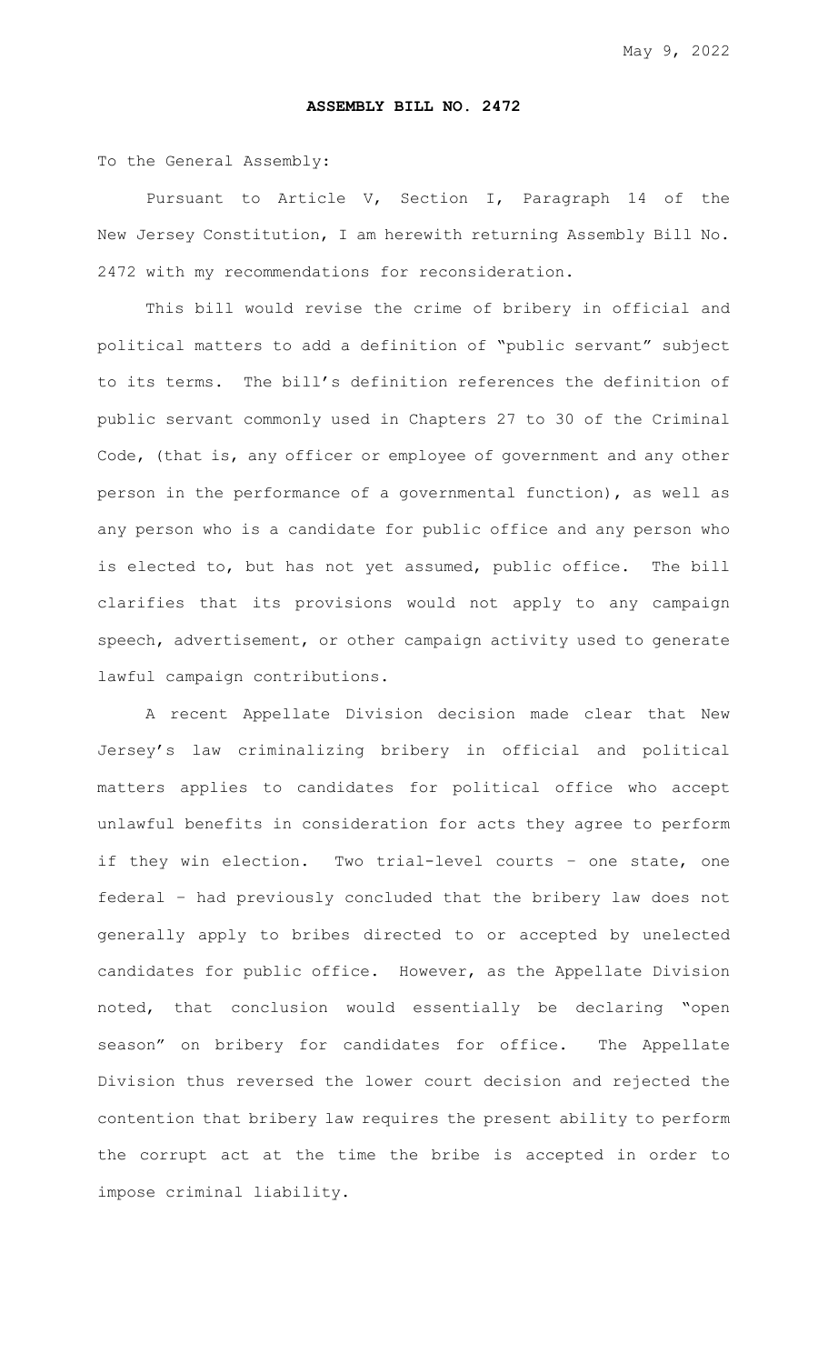May 9, 2022

**ASSEMBLY BILL NO. 2472**

To the General Assembly:

Pursuant to Article V, Section I, Paragraph 14 of the New Jersey Constitution, I am herewith returning Assembly Bill No. 2472 with my recommendations for reconsideration.

This bill would revise the crime of bribery in official and political matters to add a definition of "public servant" subject to its terms. The bill's definition references the definition of public servant commonly used in Chapters 27 to 30 of the Criminal Code, (that is, any officer or employee of government and any other person in the performance of a governmental function), as well as any person who is a candidate for public office and any person who is elected to, but has not yet assumed, public office. The bill clarifies that its provisions would not apply to any campaign speech, advertisement, or other campaign activity used to generate lawful campaign contributions.

A recent Appellate Division decision made clear that New Jersey's law criminalizing bribery in official and political matters applies to candidates for political office who accept unlawful benefits in consideration for acts they agree to perform if they win election. Two trial-level courts – one state, one federal – had previously concluded that the bribery law does not generally apply to bribes directed to or accepted by unelected candidates for public office. However, as the Appellate Division noted, that conclusion would essentially be declaring "open season" on bribery for candidates for office. The Appellate Division thus reversed the lower court decision and rejected the contention that bribery law requires the present ability to perform the corrupt act at the time the bribe is accepted in order to impose criminal liability.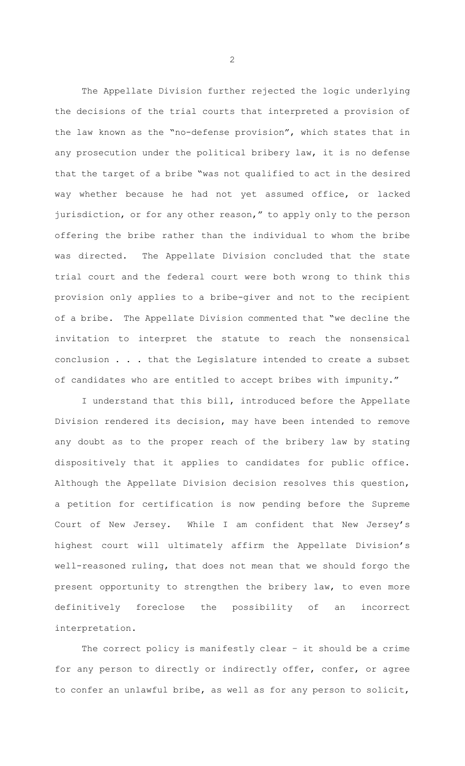The Appellate Division further rejected the logic underlying the decisions of the trial courts that interpreted a provision of the law known as the "no-defense provision", which states that in any prosecution under the political bribery law, it is no defense that the target of a bribe "was not qualified to act in the desired way whether because he had not yet assumed office, or lacked jurisdiction, or for any other reason," to apply only to the person offering the bribe rather than the individual to whom the bribe was directed. The Appellate Division concluded that the state trial court and the federal court were both wrong to think this provision only applies to a bribe-giver and not to the recipient of a bribe. The Appellate Division commented that "we decline the invitation to interpret the statute to reach the nonsensical conclusion . . . that the Legislature intended to create a subset of candidates who are entitled to accept bribes with impunity."

I understand that this bill, introduced before the Appellate Division rendered its decision, may have been intended to remove any doubt as to the proper reach of the bribery law by stating dispositively that it applies to candidates for public office. Although the Appellate Division decision resolves this question, a petition for certification is now pending before the Supreme Court of New Jersey. While I am confident that New Jersey's highest court will ultimately affirm the Appellate Division's well-reasoned ruling, that does not mean that we should forgo the present opportunity to strengthen the bribery law, to even more definitively foreclose the possibility of an incorrect interpretation.

The correct policy is manifestly clear – it should be a crime for any person to directly or indirectly offer, confer, or agree to confer an unlawful bribe, as well as for any person to solicit,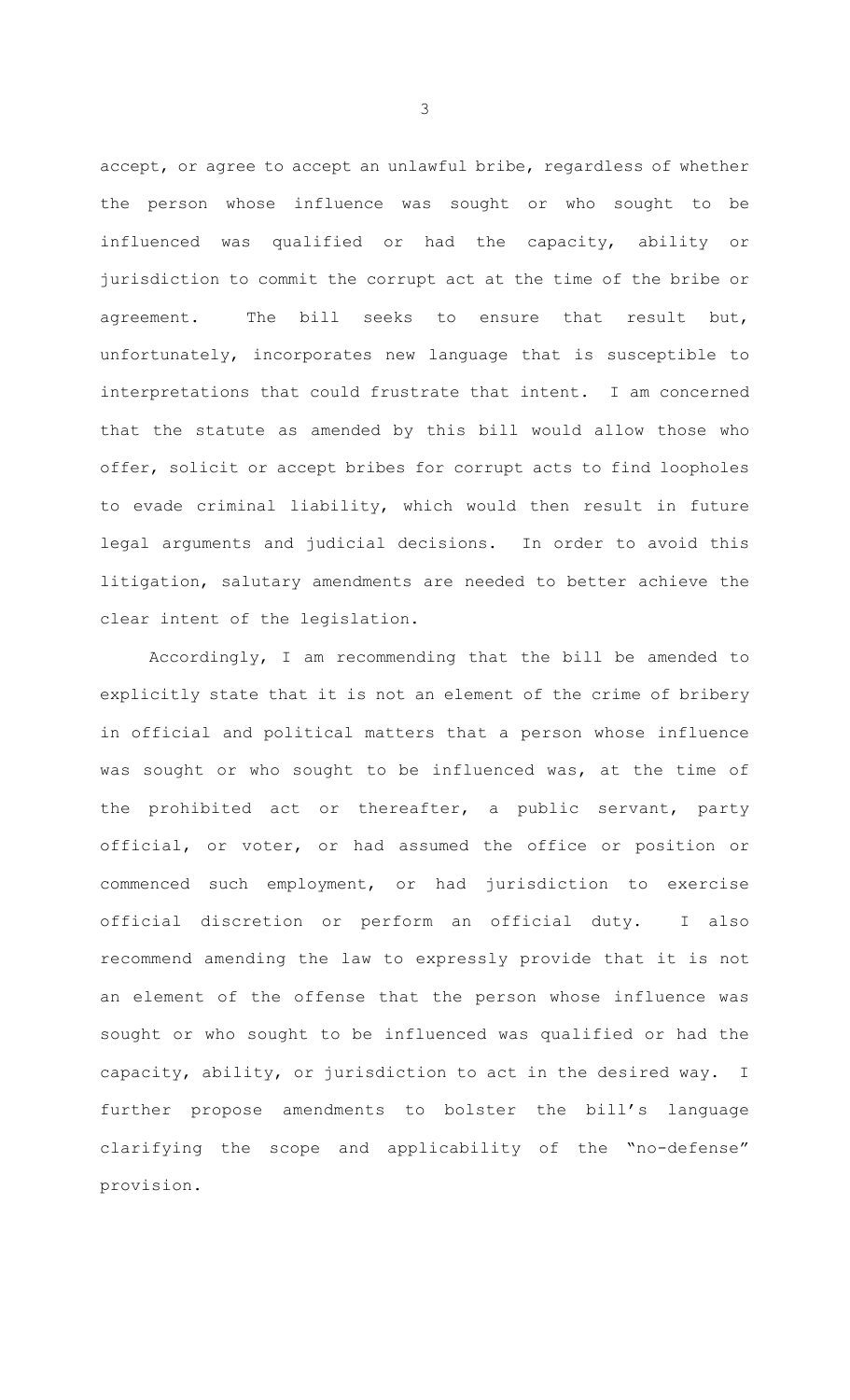accept, or agree to accept an unlawful bribe, regardless of whether the person whose influence was sought or who sought to be influenced was qualified or had the capacity, ability or jurisdiction to commit the corrupt act at the time of the bribe or agreement. The bill seeks to ensure that result but, unfortunately, incorporates new language that is susceptible to interpretations that could frustrate that intent. I am concerned that the statute as amended by this bill would allow those who offer, solicit or accept bribes for corrupt acts to find loopholes to evade criminal liability, which would then result in future legal arguments and judicial decisions. In order to avoid this litigation, salutary amendments are needed to better achieve the clear intent of the legislation.

Accordingly, I am recommending that the bill be amended to explicitly state that it is not an element of the crime of bribery in official and political matters that a person whose influence was sought or who sought to be influenced was, at the time of the prohibited act or thereafter, a public servant, party official, or voter, or had assumed the office or position or commenced such employment, or had jurisdiction to exercise official discretion or perform an official duty. I also recommend amending the law to expressly provide that it is not an element of the offense that the person whose influence was sought or who sought to be influenced was qualified or had the capacity, ability, or jurisdiction to act in the desired way. I further propose amendments to bolster the bill's language clarifying the scope and applicability of the "no-defense" provision.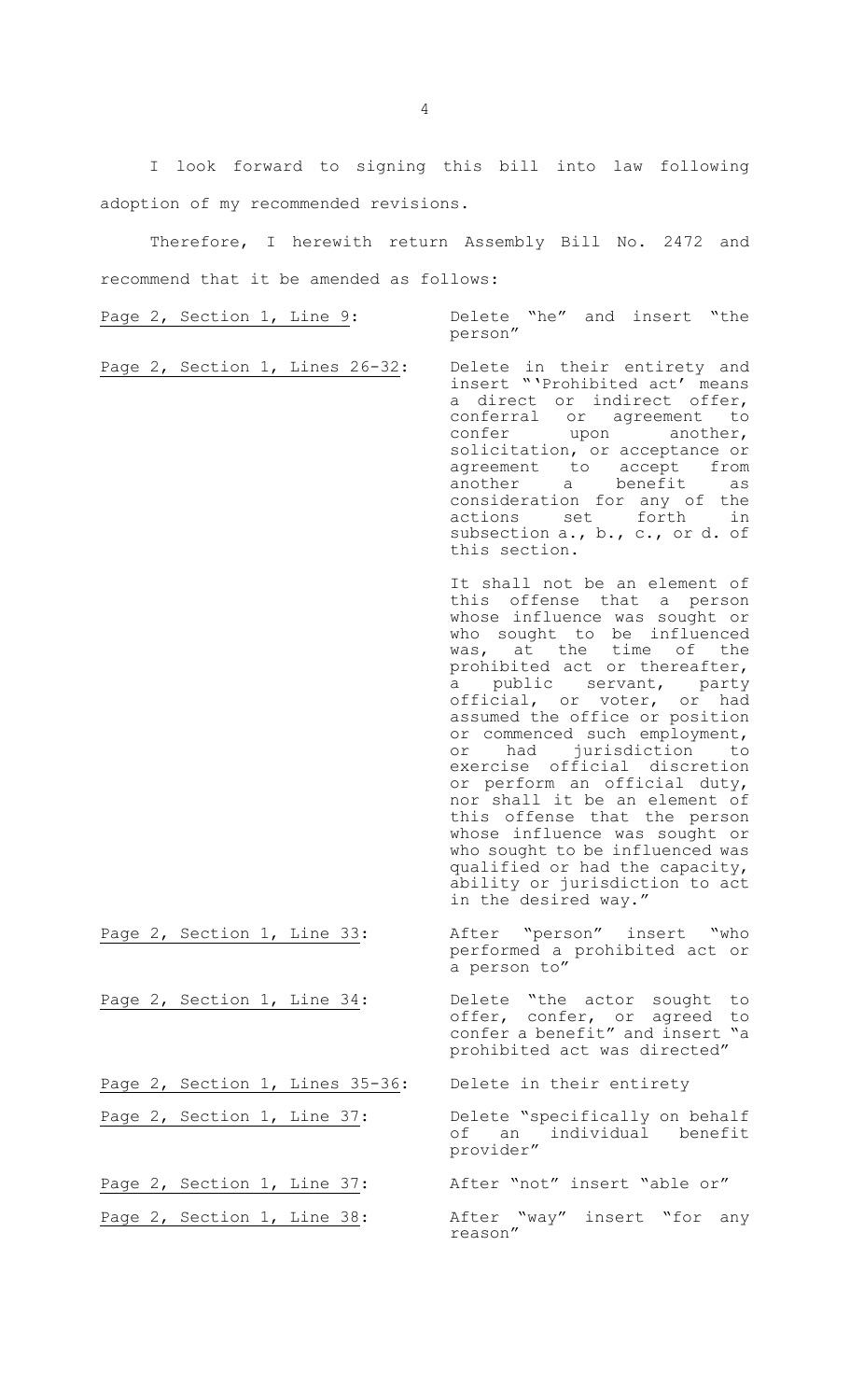I look forward to signing this bill into law following adoption of my recommended revisions.

Therefore, I herewith return Assembly Bill No. 2472 and recommend that it be amended as follows:

| | |
|---|---|
| Page 2, Section 1, Line 9: | Delete "he" and insert "the person" |
| Page 2, Section 1, Lines 26-32: | Delete in their entirety and insert "'Prohibited act' means a direct or indirect offer, conferral or agreement to confer upon another, solicitation, or acceptance or agreement to accept from another a benefit as consideration for any of the actions set forth in subsection a., b., c., or d. of this section.<br><br>It shall not be an element of this offense that a person whose influence was sought or who sought to be influenced was, at the time of the prohibited act or thereafter, a public servant, party official, or voter, or had assumed the office or position or commenced such employment, or had jurisdiction to exercise official discretion or perform an official duty, nor shall it be an element of this offense that the person whose influence was sought or who sought to be influenced was qualified or had the capacity, ability or jurisdiction to act in the desired way." |
| Page 2, Section 1, Line 33: | After "person" insert "who performed a prohibited act or a person to" |
| Page 2, Section 1, Line 34: | Delete "the actor sought to offer, confer, or agreed to confer a benefit" and insert "a prohibited act was directed" |
| Page 2, Section 1, Lines 35-36: | Delete in their entirety |
| Page 2, Section 1, Line 37: | Delete "specifically on behalf of an individual benefit provider" |
| Page 2, Section 1, Line 37: | After "not" insert "able or" |
| Page 2, Section 1, Line 38: | After "way" insert "for any reason" |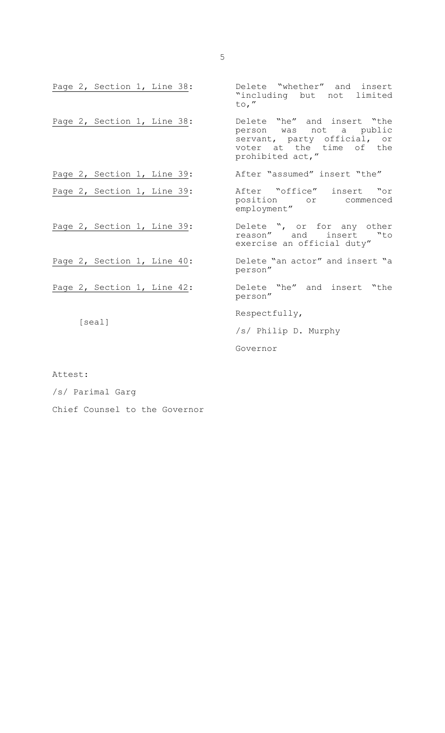| | |
|---|---|
| Page 2, Section 1, Line 38: | Delete "whether" and insert "including but not limited to," |
| Page 2, Section 1, Line 38: | Delete "he" and insert "the person was not a public servant, party official, or voter at the time of the prohibited act," |
| Page 2, Section 1, Line 39: | After "assumed" insert "the" |
| Page 2, Section 1, Line 39: | After "office" insert "or position or commenced employment" |
| Page 2, Section 1, Line 39: | Delete ", or for any other reason" and insert "to exercise an official duty" |
| Page 2, Section 1, Line 40: | Delete "an actor" and insert "a person" |
| Page 2, Section 1, Line 42: | Delete "he" and insert "the person" |

[seal]

Respectfully,

/s/ Philip D. Murphy

Governor

Attest:

/s/ Parimal Garg

Chief Counsel to the Governor